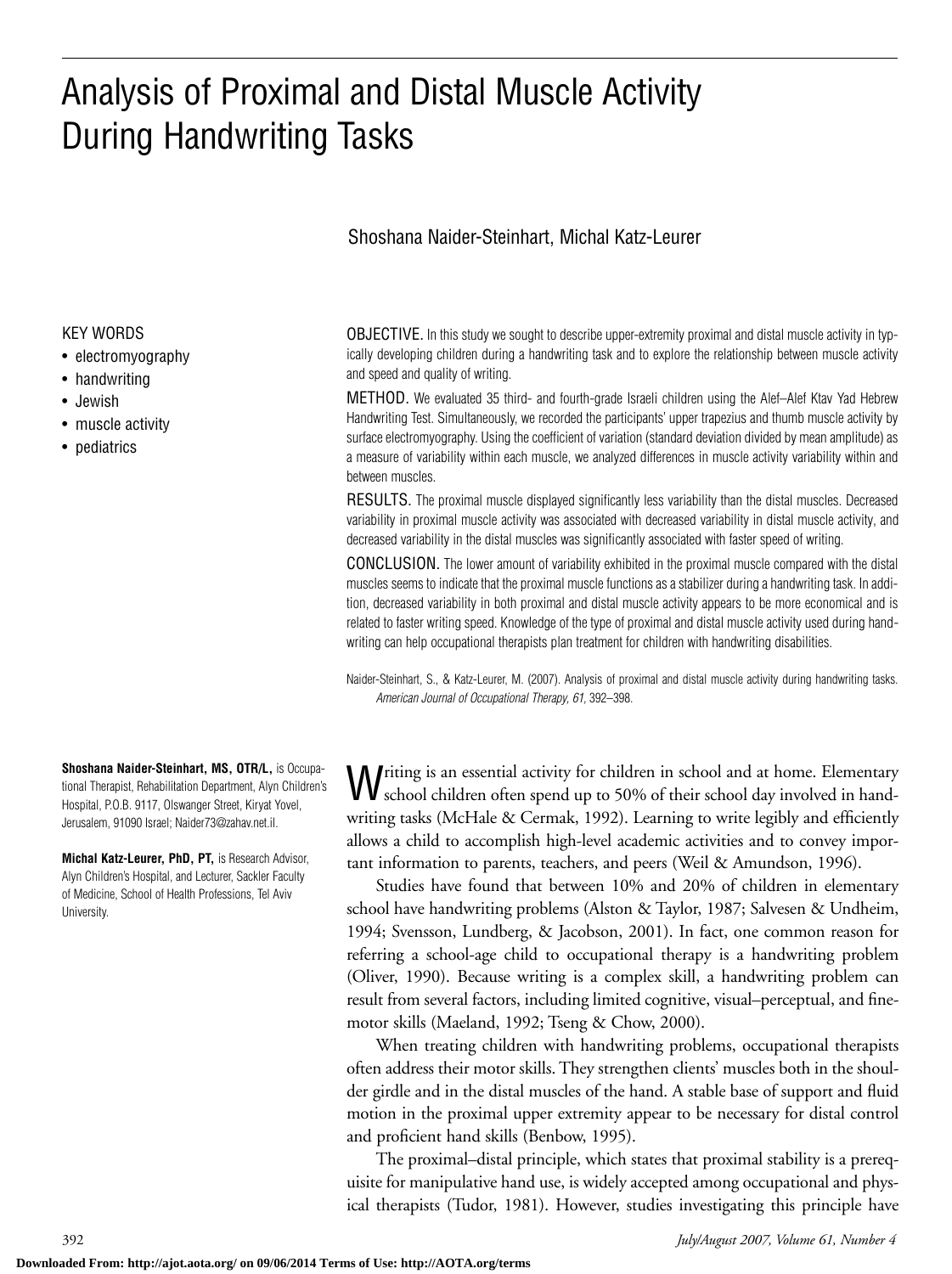# Analysis of Proximal and Distal Muscle Activity During Handwriting Tasks

Shoshana Naider-Steinhart, Michal Katz-Leurer

KEY WORDS

- electromyography
- handwriting
- Jewish
- muscle activity
- pediatrics

OBJECTIVE. In this study we sought to describe upper-extremity proximal and distal muscle activity in typically developing children during a handwriting task and to explore the relationship between muscle activity and speed and quality of writing.

METHOD. We evaluated 35 third- and fourth-grade Israeli children using the Alef–Alef Ktav Yad Hebrew Handwriting Test. Simultaneously, we recorded the participants' upper trapezius and thumb muscle activity by surface electromyography. Using the coefficient of variation (standard deviation divided by mean amplitude) as a measure of variability within each muscle, we analyzed differences in muscle activity variability within and between muscles.

RESULTS. The proximal muscle displayed significantly less variability than the distal muscles. Decreased variability in proximal muscle activity was associated with decreased variability in distal muscle activity, and decreased variability in the distal muscles was significantly associated with faster speed of writing.

CONCLUSION. The lower amount of variability exhibited in the proximal muscle compared with the distal muscles seems to indicate that the proximal muscle functions as a stabilizer during a handwriting task. In addition, decreased variability in both proximal and distal muscle activity appears to be more economical and is related to faster writing speed. Knowledge of the type of proximal and distal muscle activity used during handwriting can help occupational therapists plan treatment for children with handwriting disabilities.

Naider-Steinhart, S., & Katz-Leurer, M. (2007). Analysis of proximal and distal muscle activity during handwriting tasks. *American Journal of Occupational Therapy, 61,* 392–398.

**Shoshana Naider-Steinhart, MS, OTR/L,** is Occupational Therapist, Rehabilitation Department, Alyn Children's Hospital, P.O.B. 9117, Olswanger Street, Kiryat Yovel, Jerusalem, 91090 Israel; Naider73@zahav.net.il.

**Michal Katz-Leurer, PhD, PT,** is Research Advisor, Alyn Children's Hospital, and Lecturer, Sackler Faculty of Medicine, School of Health Professions, Tel Aviv University.

Writing is an essential activity for children in school and at home. Elementary school children often spend up to 50% of their school day involved in handwriting tasks (McHale & Cermak, 1992). Learning to write legibly and efficiently allows a child to accomplish high-level academic activities and to convey important information to parents, teachers, and peers (Weil & Amundson, 1996).

Studies have found that between 10% and 20% of children in elementary school have handwriting problems (Alston & Taylor, 1987; Salvesen & Undheim, 1994; Svensson, Lundberg, & Jacobson, 2001). In fact, one common reason for referring a school-age child to occupational therapy is a handwriting problem (Oliver, 1990). Because writing is a complex skill, a handwriting problem can result from several factors, including limited cognitive, visual–perceptual, and fine-motor skills (Maeland, 1992; Tseng & Chow, 2000).

When treating children with handwriting problems, occupational therapists often address their motor skills. They strengthen clients' muscles both in the shoulder girdle and in the distal muscles of the hand. A stable base of support and fluid motion in the proximal upper extremity appear to be necessary for distal control and proficient hand skills (Benbow, 1995).

The proximal–distal principle, which states that proximal stability is a prerequisite for manipulative hand use, is widely accepted among occupational and physical therapists (Tudor, 1981). However, studies investigating this principle have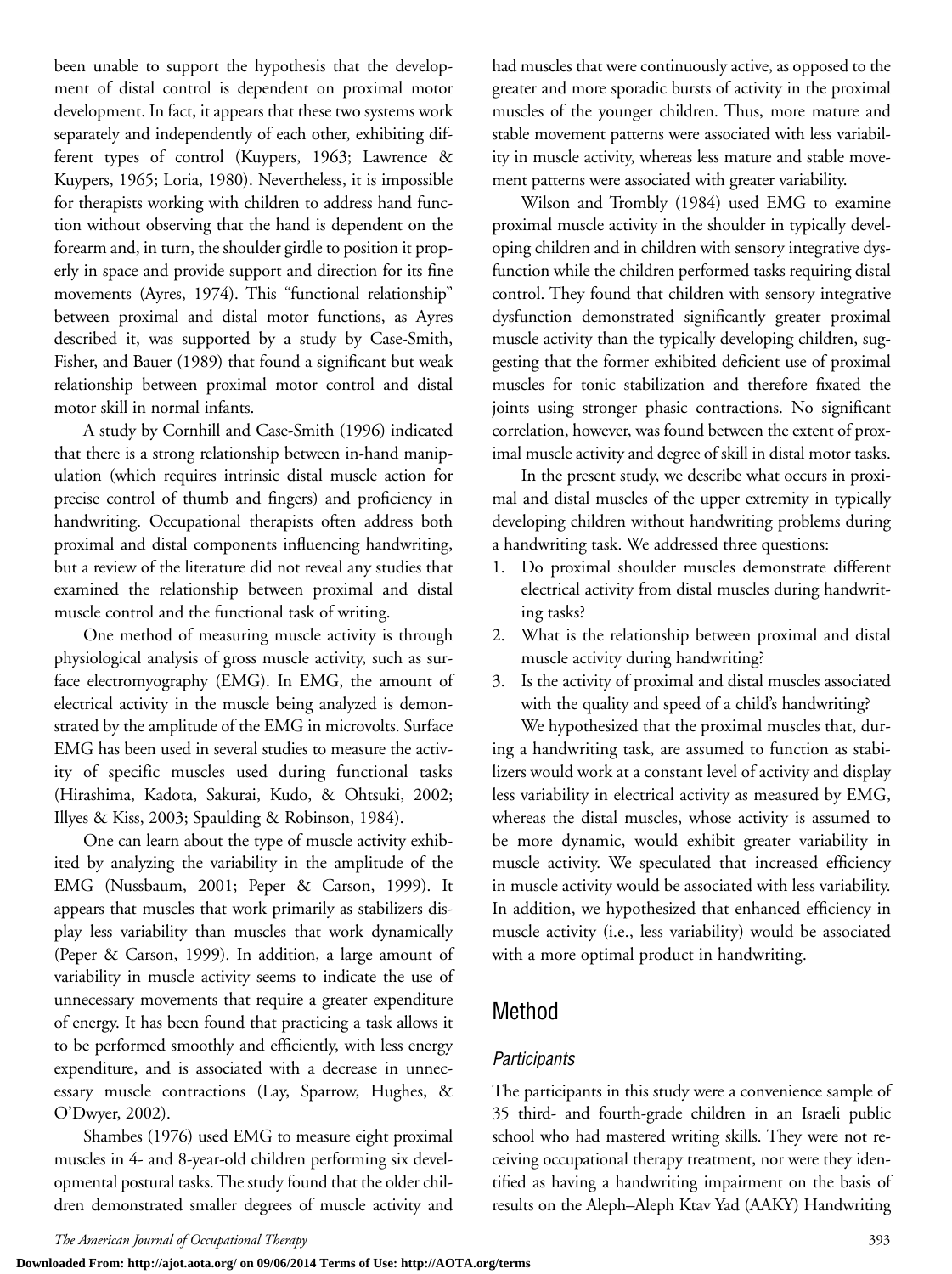been unable to support the hypothesis that the development of distal control is dependent on proximal motor development. In fact, it appears that these two systems work separately and independently of each other, exhibiting different types of control (Kuypers, 1963; Lawrence & Kuypers, 1965; Loria, 1980). Nevertheless, it is impossible for therapists working with children to address hand function without observing that the hand is dependent on the forearm and, in turn, the shoulder girdle to position it properly in space and provide support and direction for its fine movements (Ayres, 1974). This "functional relationship" between proximal and distal motor functions, as Ayres described it, was supported by a study by Case-Smith, Fisher, and Bauer (1989) that found a significant but weak relationship between proximal motor control and distal motor skill in normal infants.

A study by Cornhill and Case-Smith (1996) indicated that there is a strong relationship between in-hand manipulation (which requires intrinsic distal muscle action for precise control of thumb and fingers) and proficiency in handwriting. Occupational therapists often address both proximal and distal components influencing handwriting, but a review of the literature did not reveal any studies that examined the relationship between proximal and distal muscle control and the functional task of writing.

One method of measuring muscle activity is through physiological analysis of gross muscle activity, such as surface electromyography (EMG). In EMG, the amount of electrical activity in the muscle being analyzed is demonstrated by the amplitude of the EMG in microvolts. Surface EMG has been used in several studies to measure the activity of specific muscles used during functional tasks (Hirashima, Kadota, Sakurai, Kudo, & Ohtsuki, 2002; Illyes & Kiss, 2003; Spaulding & Robinson, 1984).

One can learn about the type of muscle activity exhibited by analyzing the variability in the amplitude of the EMG (Nussbaum, 2001; Peper & Carson, 1999). It appears that muscles that work primarily as stabilizers display less variability than muscles that work dynamically (Peper & Carson, 1999). In addition, a large amount of variability in muscle activity seems to indicate the use of unnecessary movements that require a greater expenditure of energy. It has been found that practicing a task allows it to be performed smoothly and efficiently, with less energy expenditure, and is associated with a decrease in unnecessary muscle contractions (Lay, Sparrow, Hughes, & O'Dwyer, 2002).

Shambes (1976) used EMG to measure eight proximal muscles in 4- and 8-year-old children performing six developmental postural tasks. The study found that the older children demonstrated smaller degrees of muscle activity and had muscles that were continuously active, as opposed to the greater and more sporadic bursts of activity in the proximal muscles of the younger children. Thus, more mature and stable movement patterns were associated with less variability in muscle activity, whereas less mature and stable movement patterns were associated with greater variability.

Wilson and Trombly (1984) used EMG to examine proximal muscle activity in the shoulder in typically developing children and in children with sensory integrative dysfunction while the children performed tasks requiring distal control. They found that children with sensory integrative dysfunction demonstrated significantly greater proximal muscle activity than the typically developing children, suggesting that the former exhibited deficient use of proximal muscles for tonic stabilization and therefore fixated the joints using stronger phasic contractions. No significant correlation, however, was found between the extent of proximal muscle activity and degree of skill in distal motor tasks.

In the present study, we describe what occurs in proximal and distal muscles of the upper extremity in typically developing children without handwriting problems during a handwriting task. We addressed three questions:

1. Do proximal shoulder muscles demonstrate different electrical activity from distal muscles during handwriting tasks?
2. What is the relationship between proximal and distal muscle activity during handwriting?
3. Is the activity of proximal and distal muscles associated with the quality and speed of a child's handwriting?

We hypothesized that the proximal muscles that, during a handwriting task, are assumed to function as stabilizers would work at a constant level of activity and display less variability in electrical activity as measured by EMG, whereas the distal muscles, whose activity is assumed to be more dynamic, would exhibit greater variability in muscle activity. We speculated that increased efficiency in muscle activity would be associated with less variability. In addition, we hypothesized that enhanced efficiency in muscle activity (i.e., less variability) would be associated with a more optimal product in handwriting.

## Method

### *Participants*

The participants in this study were a convenience sample of 35 third- and fourth-grade children in an Israeli public school who had mastered writing skills. They were not receiving occupational therapy treatment, nor were they identified as having a handwriting impairment on the basis of results on the Aleph–Aleph Ktav Yad (AAKY) Handwriting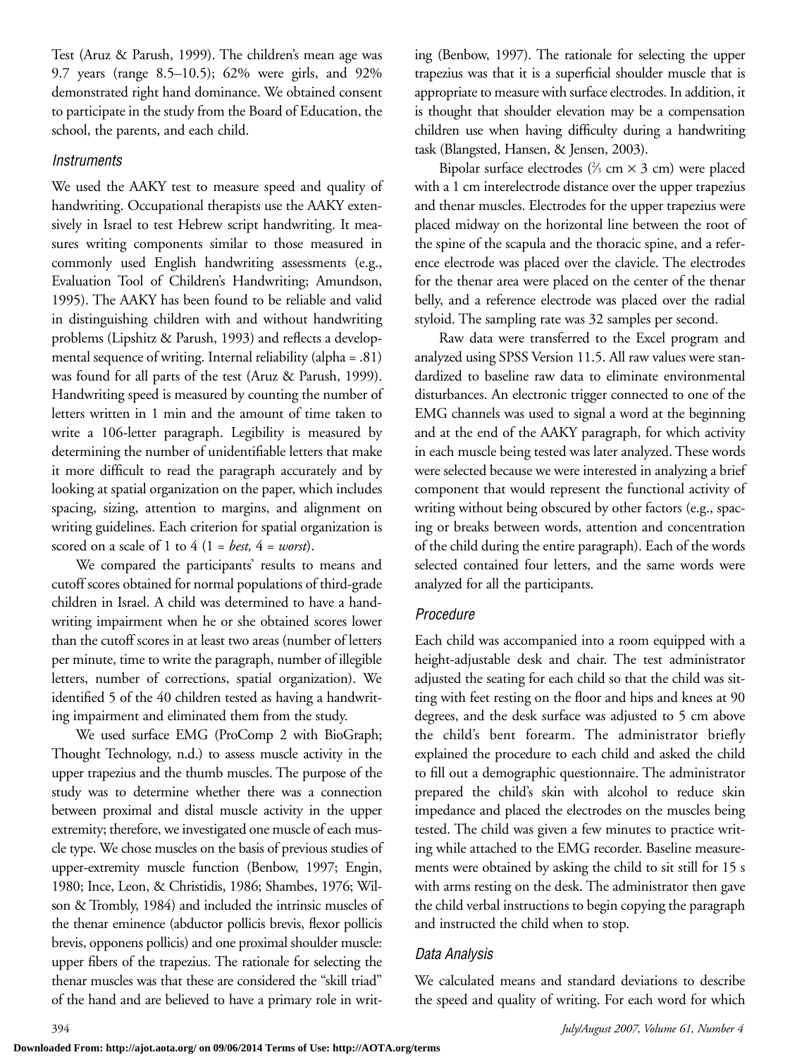Test (Aruz & Parush, 1999). The children's mean age was 9.7 years (range 8.5–10.5); 62% were girls, and 92% demonstrated right hand dominance. We obtained consent to participate in the study from the Board of Education, the school, the parents, and each child.

### *Instruments*

We used the AAKY test to measure speed and quality of handwriting. Occupational therapists use the AAKY extensively in Israel to test Hebrew script handwriting. It measures writing components similar to those measured in commonly used English handwriting assessments (e.g., Evaluation Tool of Children's Handwriting; Amundson, 1995). The AAKY has been found to be reliable and valid in distinguishing children with and without handwriting problems (Lipshitz & Parush, 1993) and reflects a developmental sequence of writing. Internal reliability (alpha = .81) was found for all parts of the test (Aruz & Parush, 1999). Handwriting speed is measured by counting the number of letters written in 1 min and the amount of time taken to write a 106-letter paragraph. Legibility is measured by determining the number of unidentifiable letters that make it more difficult to read the paragraph accurately and by looking at spatial organization on the paper, which includes spacing, sizing, attention to margins, and alignment on writing guidelines. Each criterion for spatial organization is scored on a scale of 1 to 4 (1 = *best,* 4 = *worst*).

We compared the participants' results to means and cutoff scores obtained for normal populations of third-grade children in Israel. A child was determined to have a handwriting impairment when he or she obtained scores lower than the cutoff scores in at least two areas (number of letters per minute, time to write the paragraph, number of illegible letters, number of corrections, spatial organization). We identified 5 of the 40 children tested as having a handwriting impairment and eliminated them from the study.

We used surface EMG (ProComp 2 with BioGraph; Thought Technology, n.d.) to assess muscle activity in the upper trapezius and the thumb muscles. The purpose of the study was to determine whether there was a connection between proximal and distal muscle activity in the upper extremity; therefore, we investigated one muscle of each muscle type. We chose muscles on the basis of previous studies of upper-extremity muscle function (Benbow, 1997; Engin, 1980; Ince, Leon, & Christidis, 1986; Shambes, 1976; Wilson & Trombly, 1984) and included the intrinsic muscles of the thenar eminence (abductor pollicis brevis, flexor pollicis brevis, opponens pollicis) and one proximal shoulder muscle: upper fibers of the trapezius. The rationale for selecting the thenar muscles was that these are considered the "skill triad" of the hand and are believed to have a primary role in writing (Benbow, 1997). The rationale for selecting the upper trapezius was that it is a superficial shoulder muscle that is appropriate to measure with surface electrodes. In addition, it is thought that shoulder elevation may be a compensation children use when having difficulty during a handwriting task (Blangsted, Hansen, & Jensen, 2003).

Bipolar surface electrodes (⅔ cm × 3 cm) were placed with a 1 cm interelectrode distance over the upper trapezius and thenar muscles. Electrodes for the upper trapezius were placed midway on the horizontal line between the root of the spine of the scapula and the thoracic spine, and a reference electrode was placed over the clavicle. The electrodes for the thenar area were placed on the center of the thenar belly, and a reference electrode was placed over the radial styloid. The sampling rate was 32 samples per second.

Raw data were transferred to the Excel program and analyzed using SPSS Version 11.5. All raw values were standardized to baseline raw data to eliminate environmental disturbances. An electronic trigger connected to one of the EMG channels was used to signal a word at the beginning and at the end of the AAKY paragraph, for which activity in each muscle being tested was later analyzed. These words were selected because we were interested in analyzing a brief component that would represent the functional activity of writing without being obscured by other factors (e.g., spacing or breaks between words, attention and concentration of the child during the entire paragraph). Each of the words selected contained four letters, and the same words were analyzed for all the participants.

### *Procedure*

Each child was accompanied into a room equipped with a height-adjustable desk and chair. The test administrator adjusted the seating for each child so that the child was sitting with feet resting on the floor and hips and knees at 90 degrees, and the desk surface was adjusted to 5 cm above the child's bent forearm. The administrator briefly explained the procedure to each child and asked the child to fill out a demographic questionnaire. The administrator prepared the child's skin with alcohol to reduce skin impedance and placed the electrodes on the muscles being tested. The child was given a few minutes to practice writing while attached to the EMG recorder. Baseline measurements were obtained by asking the child to sit still for 15 s with arms resting on the desk. The administrator then gave the child verbal instructions to begin copying the paragraph and instructed the child when to stop.

### *Data Analysis*

We calculated means and standard deviations to describe the speed and quality of writing. For each word for which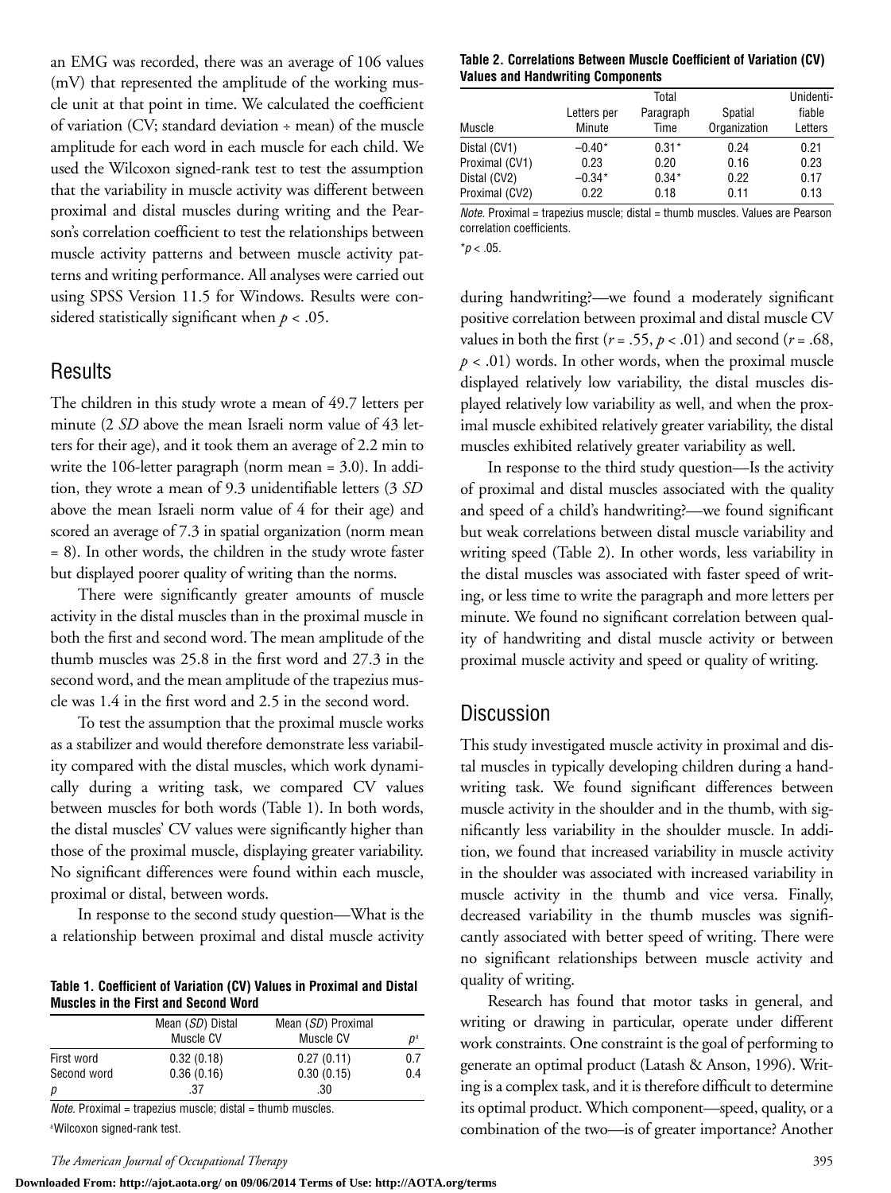an EMG was recorded, there was an average of 106 values (mV) that represented the amplitude of the working muscle unit at that point in time. We calculated the coefficient of variation (CV; standard deviation ÷ mean) of the muscle amplitude for each word in each muscle for each child. We used the Wilcoxon signed-rank test to test the assumption that the variability in muscle activity was different between proximal and distal muscles during writing and the Pearson's correlation coefficient to test the relationships between muscle activity patterns and between muscle activity patterns and writing performance. All analyses were carried out using SPSS Version 11.5 for Windows. Results were considered statistically significant when $p < .05$.

## Results

The children in this study wrote a mean of 49.7 letters per minute (2 *SD* above the mean Israeli norm value of 43 letters for their age), and it took them an average of 2.2 min to write the 106-letter paragraph (norm mean = 3.0). In addition, they wrote a mean of 9.3 unidentifiable letters (3 *SD* above the mean Israeli norm value of 4 for their age) and scored an average of 7.3 in spatial organization (norm mean = 8). In other words, the children in the study wrote faster but displayed poorer quality of writing than the norms.

There were significantly greater amounts of muscle activity in the distal muscles than in the proximal muscle in both the first and second word. The mean amplitude of the thumb muscles was 25.8 in the first word and 27.3 in the second word, and the mean amplitude of the trapezius muscle was 1.4 in the first word and 2.5 in the second word.

To test the assumption that the proximal muscle works as a stabilizer and would therefore demonstrate less variability compared with the distal muscles, which work dynamically during a writing task, we compared CV values between muscles for both words (Table 1). In both words, the distal muscles' CV values were significantly higher than those of the proximal muscle, displaying greater variability. No significant differences were found within each muscle, proximal or distal, between words.

In response to the second study question—What is the a relationship between proximal and distal muscle activity during handwriting?—we found a moderately significant positive correlation between proximal and distal muscle CV values in both the first ($r = .55$, $p < .01$) and second ($r = .68$, $p < .01$) words. In other words, when the proximal muscle displayed relatively low variability, the distal muscles displayed relatively low variability as well, and when the proximal muscle exhibited relatively greater variability, the distal muscles exhibited relatively greater variability as well.

In response to the third study question—Is the activity of proximal and distal muscles associated with the quality and speed of a child's handwriting?—we found significant but weak correlations between distal muscle variability and writing speed (Table 2). In other words, less variability in the distal muscles was associated with faster speed of writing, or less time to write the paragraph and more letters per minute. We found no significant correlation between quality of handwriting and distal muscle activity or between proximal muscle activity and speed or quality of writing.

**Table 1. Coefficient of Variation (CV) Values in Proximal and Distal Muscles in the First and Second Word**

| | Mean (*SD*) Distal Muscle CV | Mean (*SD*) Proximal Muscle CV | $p^a$ |
|---|---|---|---|
| First word | 0.32 (0.18) | 0.27 (0.11) | 0.7 |
| Second word | 0.36 (0.16) | 0.30 (0.15) | 0.4 |
| $p$ | .37 | .30 | |

*Note.* Proximal = trapezius muscle; distal = thumb muscles.

[a]Wilcoxon signed-rank test.

**Table 2. Correlations Between Muscle Coefficient of Variation (CV) Values and Handwriting Components**

| Muscle | Letters per Minute | Total Paragraph Time | Spatial Organization | Unidentifiable Letters |
|---|---|---|---|---|
| Distal (CV1) | −0.40* | 0.31* | 0.24 | 0.21 |
| Proximal (CV1) | 0.23 | 0.20 | 0.16 | 0.23 |
| Distal (CV2) | −0.34* | 0.34* | 0.22 | 0.17 |
| Proximal (CV2) | 0.22 | 0.18 | 0.11 | 0.13 |

*Note.* Proximal = trapezius muscle; distal = thumb muscles. Values are Pearson correlation coefficients.

*$p < .05$.

## Discussion

This study investigated muscle activity in proximal and distal muscles in typically developing children during a handwriting task. We found significant differences between muscle activity in the shoulder and in the thumb, with significantly less variability in the shoulder muscle. In addition, we found that increased variability in muscle activity in the shoulder was associated with increased variability in muscle activity in the thumb and vice versa. Finally, decreased variability in the thumb muscles was significantly associated with better speed of writing. There were no significant relationships between muscle activity and quality of writing.

Research has found that motor tasks in general, and writing or drawing in particular, operate under different work constraints. One constraint is the goal of performing to generate an optimal product (Latash & Anson, 1996). Writing is a complex task, and it is therefore difficult to determine its optimal product. Which component—speed, quality, or a combination of the two—is of greater importance? Another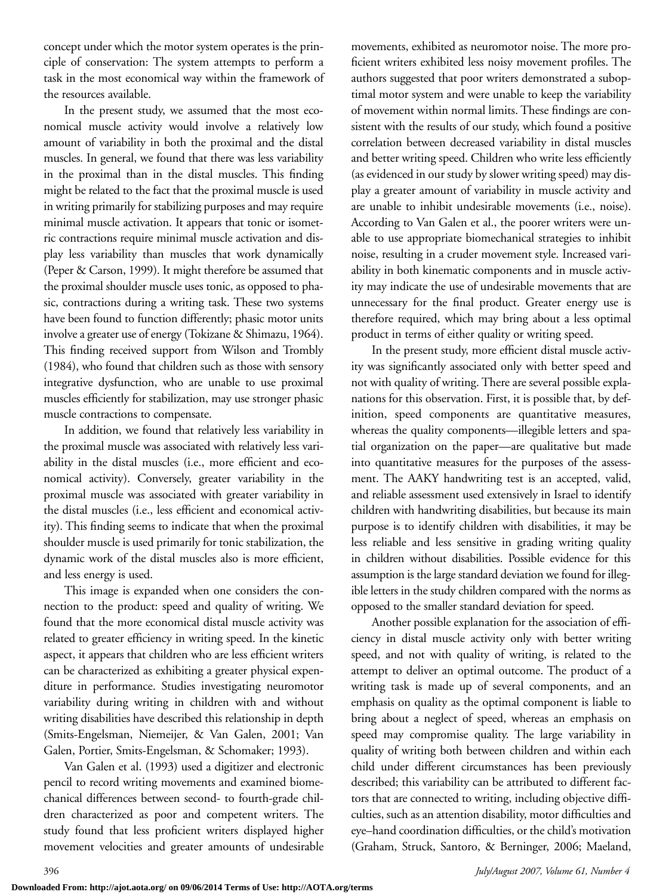concept under which the motor system operates is the principle of conservation: The system attempts to perform a task in the most economical way within the framework of the resources available.

In the present study, we assumed that the most economical muscle activity would involve a relatively low amount of variability in both the proximal and the distal muscles. In general, we found that there was less variability in the proximal than in the distal muscles. This finding might be related to the fact that the proximal muscle is used in writing primarily for stabilizing purposes and may require minimal muscle activation. It appears that tonic or isometric contractions require minimal muscle activation and display less variability than muscles that work dynamically (Peper & Carson, 1999). It might therefore be assumed that the proximal shoulder muscle uses tonic, as opposed to phasic, contractions during a writing task. These two systems have been found to function differently; phasic motor units involve a greater use of energy (Tokizane & Shimazu, 1964). This finding received support from Wilson and Trombly (1984), who found that children such as those with sensory integrative dysfunction, who are unable to use proximal muscles efficiently for stabilization, may use stronger phasic muscle contractions to compensate.

In addition, we found that relatively less variability in the proximal muscle was associated with relatively less variability in the distal muscles (i.e., more efficient and economical activity). Conversely, greater variability in the proximal muscle was associated with greater variability in the distal muscles (i.e., less efficient and economical activity). This finding seems to indicate that when the proximal shoulder muscle is used primarily for tonic stabilization, the dynamic work of the distal muscles also is more efficient, and less energy is used.

This image is expanded when one considers the connection to the product: speed and quality of writing. We found that the more economical distal muscle activity was related to greater efficiency in writing speed. In the kinetic aspect, it appears that children who are less efficient writers can be characterized as exhibiting a greater physical expenditure in performance. Studies investigating neuromotor variability during writing in children with and without writing disabilities have described this relationship in depth (Smits-Engelsman, Niemeijer, & Van Galen, 2001; Van Galen, Portier, Smits-Engelsman, & Schomaker; 1993).

Van Galen et al. (1993) used a digitizer and electronic pencil to record writing movements and examined biomechanical differences between second- to fourth-grade children characterized as poor and competent writers. The study found that less proficient writers displayed higher movement velocities and greater amounts of undesirable movements, exhibited as neuromotor noise. The more proficient writers exhibited less noisy movement profiles. The authors suggested that poor writers demonstrated a suboptimal motor system and were unable to keep the variability of movement within normal limits. These findings are consistent with the results of our study, which found a positive correlation between decreased variability in distal muscles and better writing speed. Children who write less efficiently (as evidenced in our study by slower writing speed) may display a greater amount of variability in muscle activity and are unable to inhibit undesirable movements (i.e., noise). According to Van Galen et al., the poorer writers were unable to use appropriate biomechanical strategies to inhibit noise, resulting in a cruder movement style. Increased variability in both kinematic components and in muscle activity may indicate the use of undesirable movements that are unnecessary for the final product. Greater energy use is therefore required, which may bring about a less optimal product in terms of either quality or writing speed.

In the present study, more efficient distal muscle activity was significantly associated only with better speed and not with quality of writing. There are several possible explanations for this observation. First, it is possible that, by definition, speed components are quantitative measures, whereas the quality components—illegible letters and spatial organization on the paper—are qualitative but made into quantitative measures for the purposes of the assessment. The AAKY handwriting test is an accepted, valid, and reliable assessment used extensively in Israel to identify children with handwriting disabilities, but because its main purpose is to identify children with disabilities, it may be less reliable and less sensitive in grading writing quality in children without disabilities. Possible evidence for this assumption is the large standard deviation we found for illegible letters in the study children compared with the norms as opposed to the smaller standard deviation for speed.

Another possible explanation for the association of efficiency in distal muscle activity only with better writing speed, and not with quality of writing, is related to the attempt to deliver an optimal outcome. The product of a writing task is made up of several components, and an emphasis on quality as the optimal component is liable to bring about a neglect of speed, whereas an emphasis on speed may compromise quality. The large variability in quality of writing both between children and within each child under different circumstances has been previously described; this variability can be attributed to different factors that are connected to writing, including objective difficulties, such as an attention disability, motor difficulties and eye–hand coordination difficulties, or the child's motivation (Graham, Struck, Santoro, & Berninger, 2006; Maeland,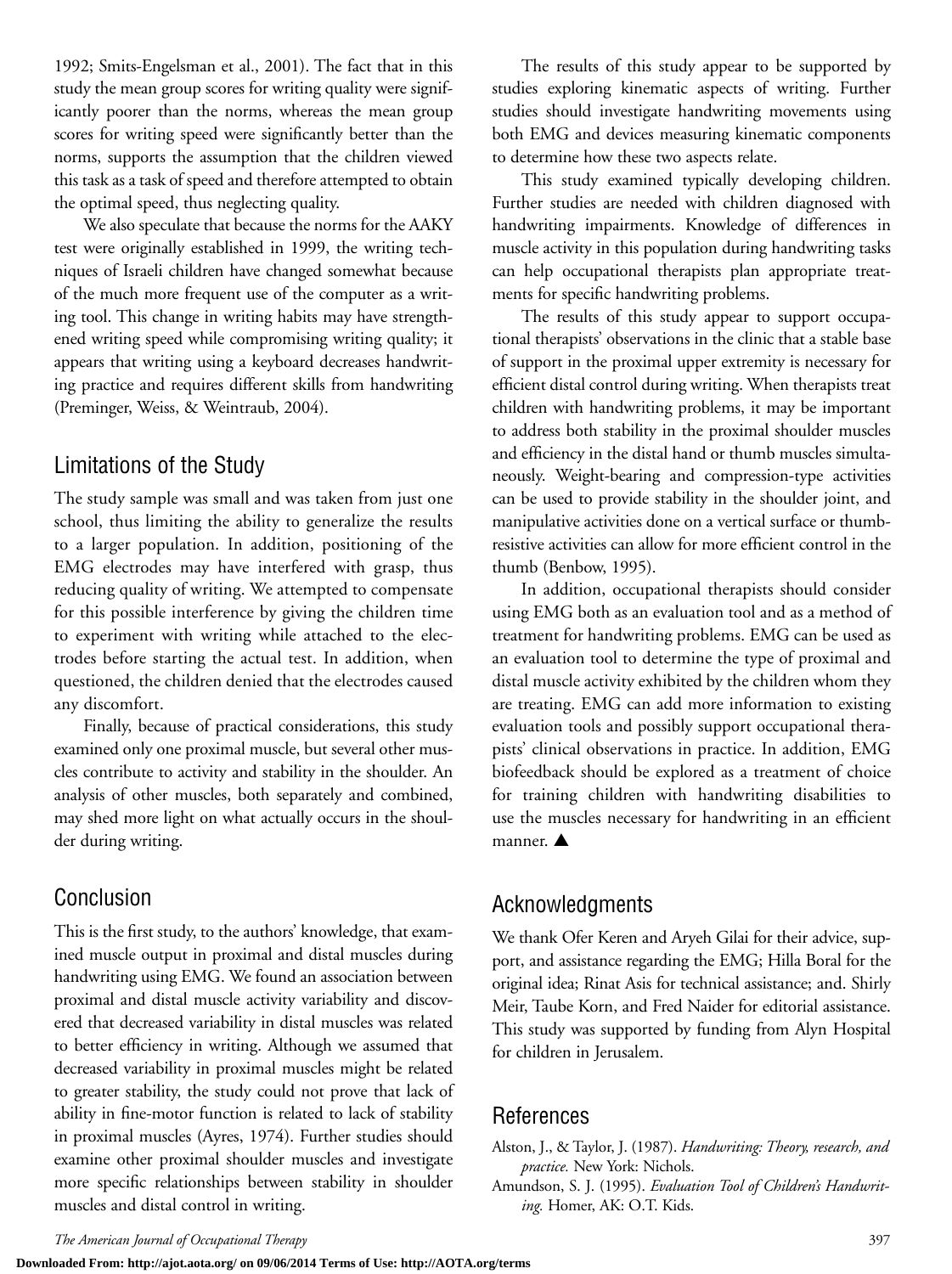1992; Smits-Engelsman et al., 2001). The fact that in this study the mean group scores for writing quality were significantly poorer than the norms, whereas the mean group scores for writing speed were significantly better than the norms, supports the assumption that the children viewed this task as a task of speed and therefore attempted to obtain the optimal speed, thus neglecting quality.

We also speculate that because the norms for the AAKY test were originally established in 1999, the writing techniques of Israeli children have changed somewhat because of the much more frequent use of the computer as a writing tool. This change in writing habits may have strengthened writing speed while compromising writing quality; it appears that writing using a keyboard decreases handwriting practice and requires different skills from handwriting (Preminger, Weiss, & Weintraub, 2004).

## Limitations of the Study

The study sample was small and was taken from just one school, thus limiting the ability to generalize the results to a larger population. In addition, positioning of the EMG electrodes may have interfered with grasp, thus reducing quality of writing. We attempted to compensate for this possible interference by giving the children time to experiment with writing while attached to the electrodes before starting the actual test. In addition, when questioned, the children denied that the electrodes caused any discomfort.

Finally, because of practical considerations, this study examined only one proximal muscle, but several other muscles contribute to activity and stability in the shoulder. An analysis of other muscles, both separately and combined, may shed more light on what actually occurs in the shoulder during writing.

## Conclusion

This is the first study, to the authors' knowledge, that examined muscle output in proximal and distal muscles during handwriting using EMG. We found an association between proximal and distal muscle activity variability and discovered that decreased variability in distal muscles was related to better efficiency in writing. Although we assumed that decreased variability in proximal muscles might be related to greater stability, the study could not prove that lack of ability in fine-motor function is related to lack of stability in proximal muscles (Ayres, 1974). Further studies should examine other proximal shoulder muscles and investigate more specific relationships between stability in shoulder muscles and distal control in writing.

The results of this study appear to be supported by studies exploring kinematic aspects of writing. Further studies should investigate handwriting movements using both EMG and devices measuring kinematic components to determine how these two aspects relate.

This study examined typically developing children. Further studies are needed with children diagnosed with handwriting impairments. Knowledge of differences in muscle activity in this population during handwriting tasks can help occupational therapists plan appropriate treatments for specific handwriting problems.

The results of this study appear to support occupational therapists' observations in the clinic that a stable base of support in the proximal upper extremity is necessary for efficient distal control during writing. When therapists treat children with handwriting problems, it may be important to address both stability in the proximal shoulder muscles and efficiency in the distal hand or thumb muscles simultaneously. Weight-bearing and compression-type activities can be used to provide stability in the shoulder joint, and manipulative activities done on a vertical surface or thumb-resistive activities can allow for more efficient control in the thumb (Benbow, 1995).

In addition, occupational therapists should consider using EMG both as an evaluation tool and as a method of treatment for handwriting problems. EMG can be used as an evaluation tool to determine the type of proximal and distal muscle activity exhibited by the children whom they are treating. EMG can add more information to existing evaluation tools and possibly support occupational therapists' clinical observations in practice. In addition, EMG biofeedback should be explored as a treatment of choice for training children with handwriting disabilities to use the muscles necessary for handwriting in an efficient manner. ▲

## Acknowledgments

We thank Ofer Keren and Aryeh Gilai for their advice, support, and assistance regarding the EMG; Hilla Boral for the original idea; Rinat Asis for technical assistance; and. Shirly Meir, Taube Korn, and Fred Naider for editorial assistance. This study was supported by funding from Alyn Hospital for children in Jerusalem.

## References

Alston, J., & Taylor, J. (1987). *Handwriting: Theory, research, and practice.* New York: Nichols.

Amundson, S. J. (1995). *Evaluation Tool of Children's Handwriting.* Homer, AK: O.T. Kids.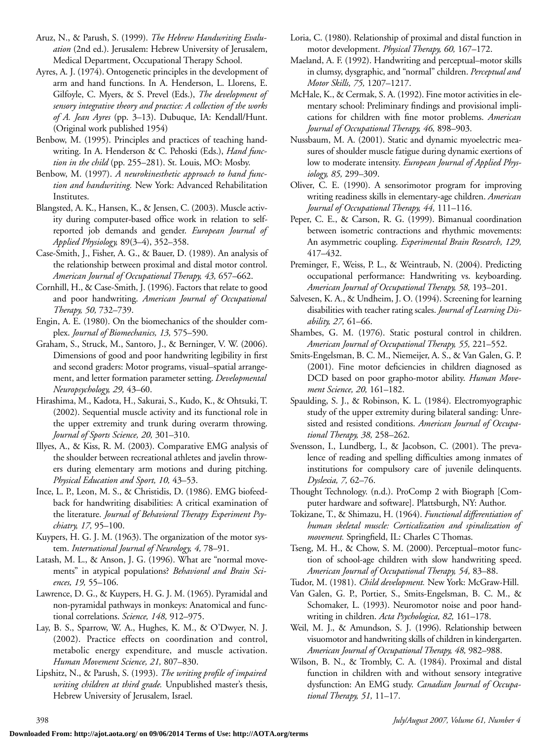Aruz, N., & Parush, S. (1999). *The Hebrew Handwriting Evaluation* (2nd ed.). Jerusalem: Hebrew University of Jerusalem, Medical Department, Occupational Therapy School.

Ayres, A. J. (1974). Ontogenetic principles in the development of arm and hand functions. In A. Henderson, L. Llorens, E. Gilfoyle, C. Myers, & S. Prevel (Eds.), *The development of sensory integrative theory and practice: A collection of the works of A. Jean Ayres* (pp. 3–13). Dubuque, IA: Kendall/Hunt. (Original work published 1954)

Benbow, M. (1995). Principles and practices of teaching handwriting. In A. Henderson & C. Pehoski (Eds.), *Hand function in the child* (pp. 255–281). St. Louis, MO: Mosby.

Benbow, M. (1997). *A neurokinesthetic approach to hand function and handwriting.* New York: Advanced Rehabilitation Institutes.

Blangsted, A. K., Hansen, K., & Jensen, C. (2003). Muscle activity during computer-based office work in relation to self-reported job demands and gender. *European Journal of Applied Physiology,* 89(3–4), 352–358.

Case-Smith, J., Fisher, A. G., & Bauer, D. (1989). An analysis of the relationship between proximal and distal motor control. *American Journal of Occupational Therapy, 43,* 657–662.

Cornhill, H., & Case-Smith, J. (1996). Factors that relate to good and poor handwriting. *American Journal of Occupational Therapy, 50,* 732–739.

Engin, A. E. (1980). On the biomechanics of the shoulder complex. *Journal of Biomechanics, 13,* 575–590.

Graham, S., Struck, M., Santoro, J., & Berninger, V. W. (2006). Dimensions of good and poor handwriting legibility in first and second graders: Motor programs, visual–spatial arrangement, and letter formation parameter setting. *Developmental Neuropsychology, 29,* 43–60.

Hirashima, M., Kadota, H., Sakurai, S., Kudo, K., & Ohtsuki, T. (2002). Sequential muscle activity and its functional role in the upper extremity and trunk during overarm throwing. *Journal of Sports Science, 20,* 301–310.

Illyes, A., & Kiss, R. M. (2003). Comparative EMG analysis of the shoulder between recreational athletes and javelin throwers during elementary arm motions and during pitching. *Physical Education and Sport, 10,* 43–53.

Ince, L. P., Leon, M. S., & Christidis, D. (1986). EMG biofeedback for handwriting disabilities: A critical examination of the literature. *Journal of Behavioral Therapy Experiment Psychiatry, 17,* 95–100.

Kuypers, H. G. J. M. (1963). The organization of the motor system. *International Journal of Neurology, 4,* 78–91.

Latash, M. L., & Anson, J. G. (1996). What are "normal movements" in atypical populations? *Behavioral and Brain Sciences, 19,* 55–106.

Lawrence, D. G., & Kuypers, H. G. J. M. (1965). Pyramidal and non-pyramidal pathways in monkeys: Anatomical and functional correlations. *Science, 148,* 912–975.

Lay, B. S., Sparrow, W. A., Hughes, K. M., & O'Dwyer, N. J. (2002). Practice effects on coordination and control, metabolic energy expenditure, and muscle activation. *Human Movement Science, 21,* 807–830.

Lipshitz, N., & Parush, S. (1993). *The writing profile of impaired writing children at third grade.* Unpublished master's thesis, Hebrew University of Jerusalem, Israel.

Loria, C. (1980). Relationship of proximal and distal function in motor development. *Physical Therapy, 60,* 167–172.

Maeland, A. F. (1992). Handwriting and perceptual–motor skills in clumsy, dysgraphic, and "normal" children. *Perceptual and Motor Skills, 75,* 1207–1217.

McHale, K., & Cermak, S. A. (1992). Fine motor activities in elementary school: Preliminary findings and provisional implications for children with fine motor problems. *American Journal of Occupational Therapy, 46,* 898–903.

Nussbaum, M. A. (2001). Static and dynamic myoelectric measures of shoulder muscle fatigue during dynamic exertions of low to moderate intensity. *European Journal of Applied Physiology, 85,* 299–309.

Oliver, C. E. (1990). A sensorimotor program for improving writing readiness skills in elementary-age children. *American Journal of Occupational Therapy, 44,* 111–116.

Peper, C. E., & Carson, R. G. (1999). Bimanual coordination between isometric contractions and rhythmic movements: An asymmetric coupling. *Experimental Brain Research, 129,* 417–432.

Preminger, F., Weiss, P. L., & Weintraub, N. (2004). Predicting occupational performance: Handwriting vs. keyboarding. *American Journal of Occupational Therapy, 58,* 193–201.

Salvesen, K. A., & Undheim, J. O. (1994). Screening for learning disabilities with teacher rating scales. *Journal of Learning Disability, 27,* 61–66.

Shambes, G. M. (1976). Static postural control in children. *American Journal of Occupational Therapy, 55,* 221–552.

Smits-Engelsman, B. C. M., Niemeijer, A. S., & Van Galen, G. P. (2001). Fine motor deficiencies in children diagnosed as DCD based on poor grapho-motor ability. *Human Movement Science, 20,* 161–182.

Spaulding, S. J., & Robinson, K. L. (1984). Electromyographic study of the upper extremity during bilateral sanding: Unresisted and resisted conditions. *American Journal of Occupational Therapy, 38,* 258–262.

Svensson, I., Lundberg, I., & Jacobson, C. (2001). The prevalence of reading and spelling difficulties among inmates of institutions for compulsory care of juvenile delinquents. *Dyslexia, 7,* 62–76.

Thought Technology. (n.d.). ProComp 2 with Biograph [Computer hardware and software]. Plattsburgh, NY: Author.

Tokizane, T., & Shimazu, H. (1964). *Functional differentiation of human skeletal muscle: Corticalization and spinalization of movement.* Springfield, IL: Charles C Thomas.

Tseng, M. H., & Chow, S. M. (2000). Perceptual–motor function of school-age children with slow handwriting speed. *American Journal of Occupational Therapy, 54,* 83–88.

Tudor, M. (1981). *Child development.* New York: McGraw-Hill.

Van Galen, G. P., Portier, S., Smits-Engelsman, B. C. M., & Schomaker, L. (1993). Neuromotor noise and poor handwriting in children. *Acta Psychologica, 82,* 161–178.

Weil, M. J., & Amundson, S. J. (1996). Relationship between visuomotor and handwriting skills of children in kindergarten. *American Journal of Occupational Therapy, 48,* 982–988.

Wilson, B. N., & Trombly, C. A. (1984). Proximal and distal function in children with and without sensory integrative dysfunction: An EMG study. *Canadian Journal of Occupational Therapy, 51,* 11–17.